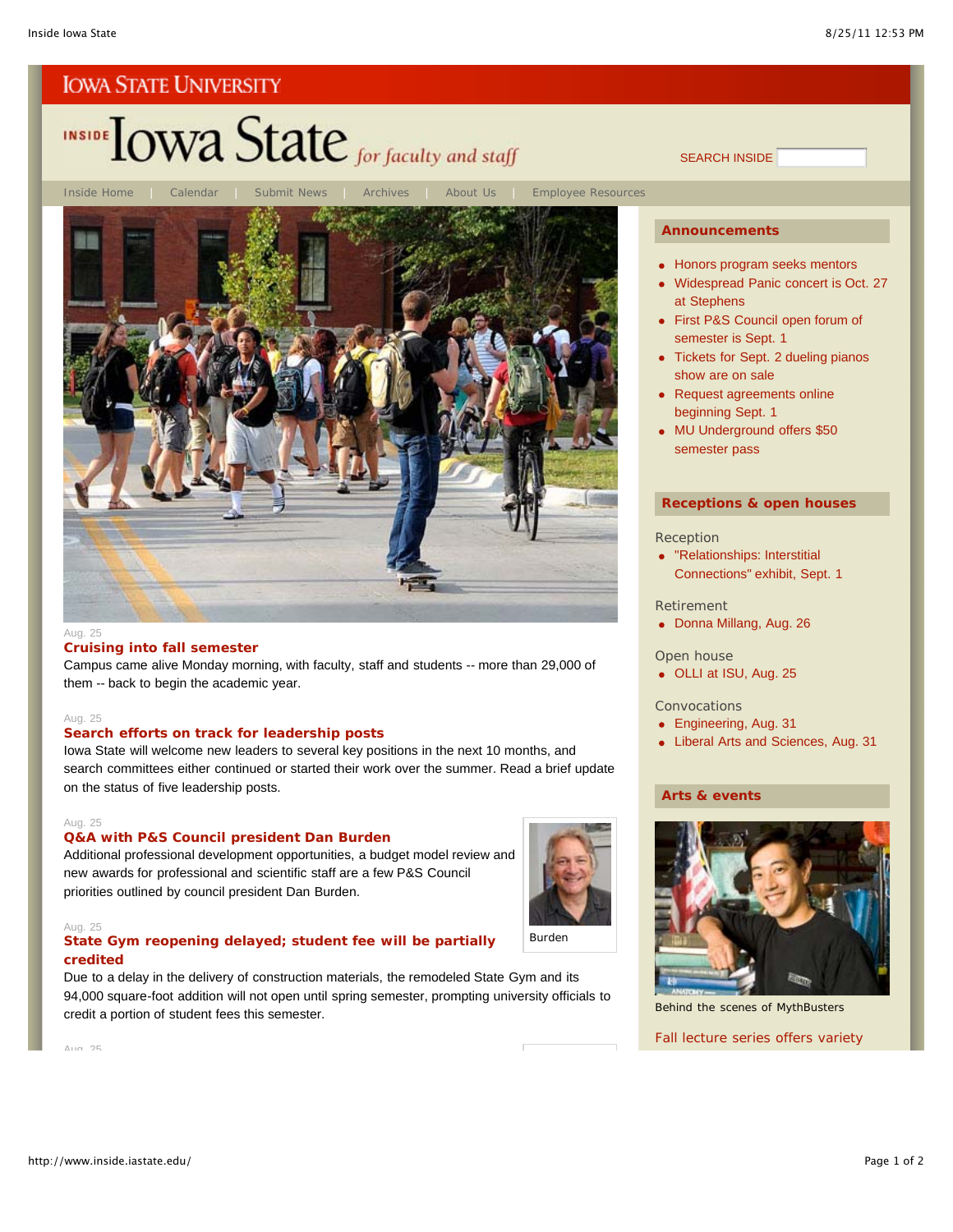IOWA STATE UNIVERSITY

# INSIDE Iowa State *for faculty and staff*

SEARCH INSIDE

Inside Home | Calendar | Submit News | Archives | About Us | Employee Resources

Aug. 25

### Cruising into fall semester

Campus came alive Monday morning, with faculty, staff and students -- more than 29,000 of them -- back to begin the academic year.

Aug. 25

### Search efforts on track for leadership posts

Iowa State will welcome new leaders to several key positions in the next 10 months, and search committees either continued or started their work over the summer. Read a brief update on the status of five leadership posts.

Aug. 25

### Q&A with P&S Council president Dan Burden

Additional professional development opportunities, a budget model review and new awards for professional and scientific staff are a few P&S Council priorities outlined by council president Dan Burden.

Burden

Aug. 25

### State Gym reopening delayed; student fee will be partially credited

Due to a delay in the delivery of construction materials, the remodeled State Gym and its 94,000 square-foot addition will not open until spring semester, prompting university officials to credit a portion of student fees this semester.

Aug. 25

## Announcements

- Honors program seeks mentors
- Widespread Panic concert is Oct. 27 at Stephens
- First P&S Council open forum of semester is Sept. 1
- Tickets for Sept. 2 dueling pianos show are on sale
- Request agreements online beginning Sept. 1
- MU Underground offers $50 semester pass

## Receptions & open houses

Reception

- "Relationships: Interstitial Connections" exhibit, Sept. 1

Retirement

- Donna Millang, Aug. 26

Open house

- OLLI at ISU, Aug. 25

Convocations

- Engineering, Aug. 31
- Liberal Arts and Sciences, Aug. 31

## Arts & events

Behind the scenes of MythBusters

Fall lecture series offers variety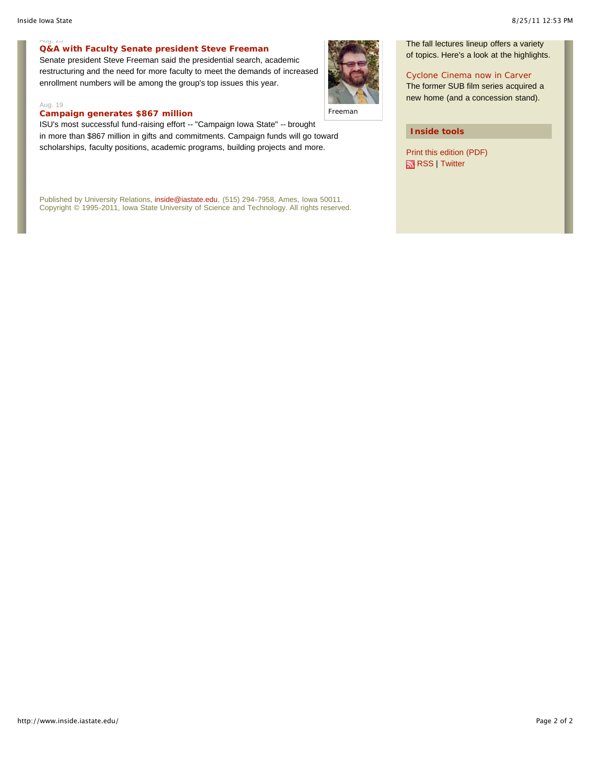Aug. 23

**Q&A with Faculty Senate president Steve Freeman**

Senate president Steve Freeman said the presidential search, academic restructuring and the need for more faculty to meet the demands of increased enrollment numbers will be among the group's top issues this year.

Freeman

Aug. 19

**Campaign generates $867 million**

ISU's most successful fund-raising effort -- "Campaign Iowa State" -- brought in more than $867 million in gifts and commitments. Campaign funds will go toward scholarships, faculty positions, academic programs, building projects and more.

Published by University Relations, inside@iastate.edu, (515) 294-7958, Ames, Iowa 50011.
Copyright © 1995-2011, Iowa State University of Science and Technology. All rights reserved.

The fall lectures lineup offers a variety of topics. Here's a look at the highlights.

Cyclone Cinema now in Carver

The former SUB film series acquired a new home (and a concession stand).

**Inside tools**

Print this edition (PDF)

RSS | Twitter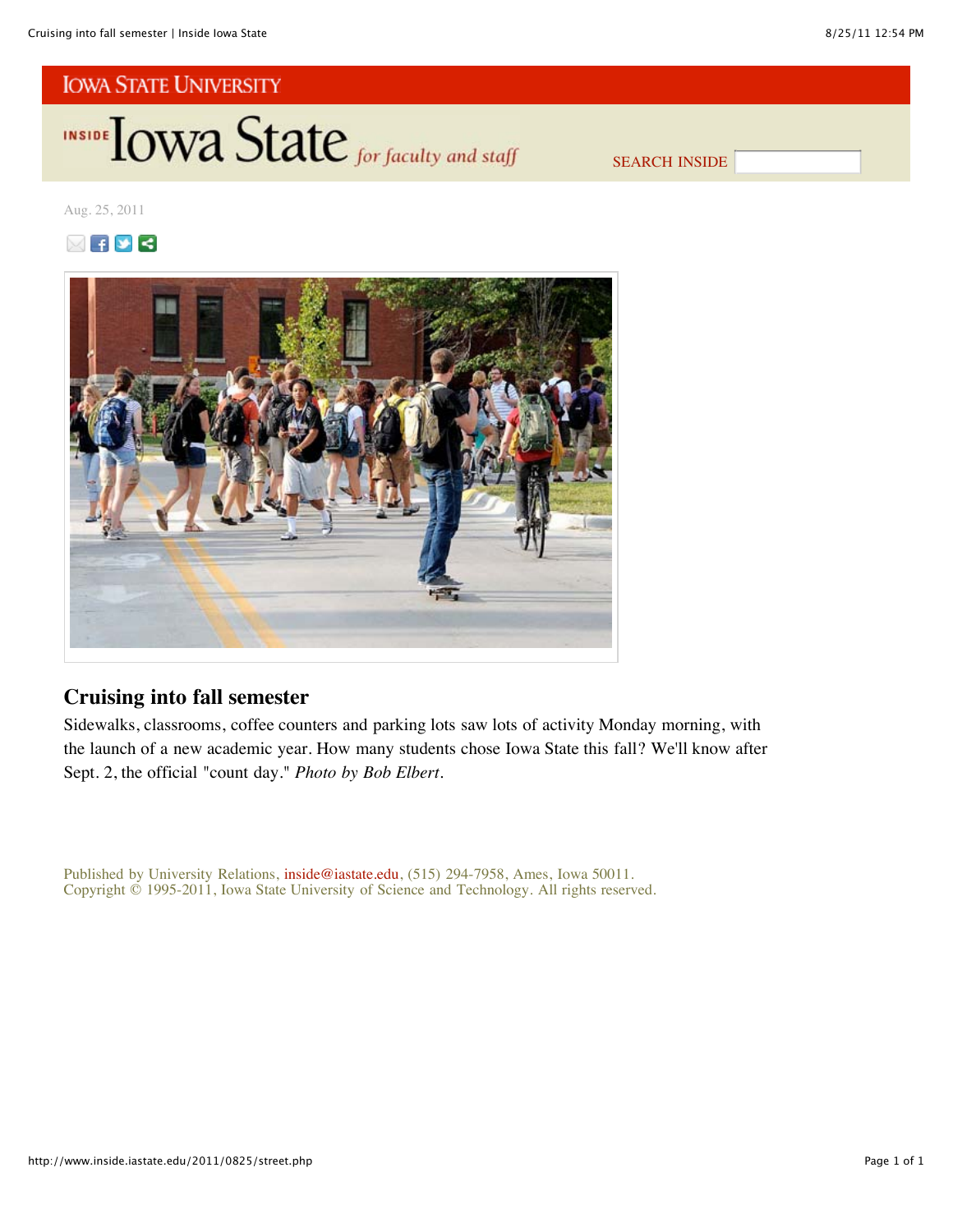Iowa State University

# Inside Iowa State *for faculty and staff*

SEARCH INSIDE

Aug. 25, 2011

## Cruising into fall semester

Sidewalks, classrooms, coffee counters and parking lots saw lots of activity Monday morning, with the launch of a new academic year. How many students chose Iowa State this fall? We'll know after Sept. 2, the official "count day." *Photo by Bob Elbert*.

Published by University Relations, inside@iastate.edu, (515) 294-7958, Ames, Iowa 50011.
Copyright © 1995-2011, Iowa State University of Science and Technology. All rights reserved.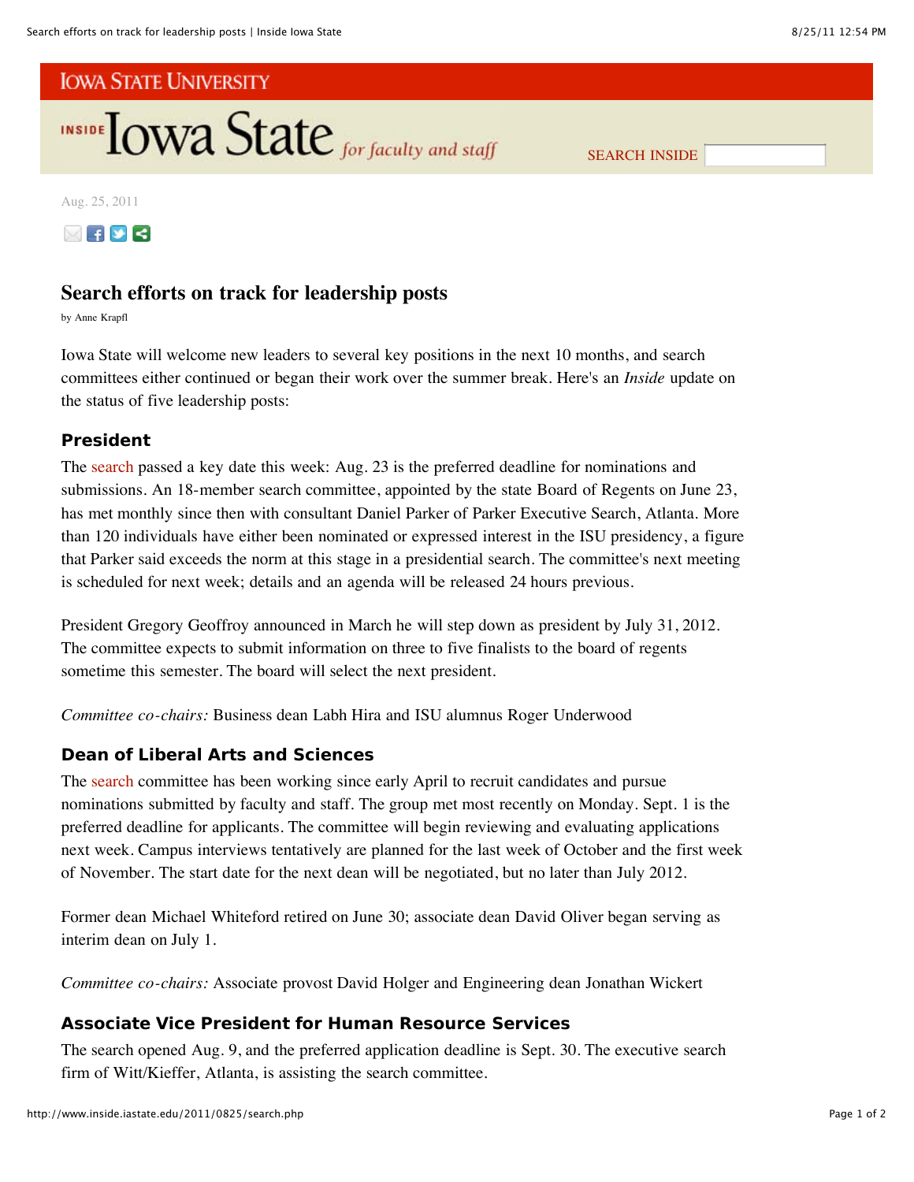Aug. 25, 2011

# Search efforts on track for leadership posts

by Anne Krapfl

Iowa State will welcome new leaders to several key positions in the next 10 months, and search committees either continued or began their work over the summer break. Here's an *Inside* update on the status of five leadership posts:

### President

The search passed a key date this week: Aug. 23 is the preferred deadline for nominations and submissions. An 18-member search committee, appointed by the state Board of Regents on June 23, has met monthly since then with consultant Daniel Parker of Parker Executive Search, Atlanta. More than 120 individuals have either been nominated or expressed interest in the ISU presidency, a figure that Parker said exceeds the norm at this stage in a presidential search. The committee's next meeting is scheduled for next week; details and an agenda will be released 24 hours previous.

President Gregory Geoffroy announced in March he will step down as president by July 31, 2012. The committee expects to submit information on three to five finalists to the board of regents sometime this semester. The board will select the next president.

*Committee co-chairs:* Business dean Labh Hira and ISU alumnus Roger Underwood

### Dean of Liberal Arts and Sciences

The search committee has been working since early April to recruit candidates and pursue nominations submitted by faculty and staff. The group met most recently on Monday. Sept. 1 is the preferred deadline for applicants. The committee will begin reviewing and evaluating applications next week. Campus interviews tentatively are planned for the last week of October and the first week of November. The start date for the next dean will be negotiated, but no later than July 2012.

Former dean Michael Whiteford retired on June 30; associate dean David Oliver began serving as interim dean on July 1.

*Committee co-chairs:* Associate provost David Holger and Engineering dean Jonathan Wickert

### Associate Vice President for Human Resource Services

The search opened Aug. 9, and the preferred application deadline is Sept. 30. The executive search firm of Witt/Kieffer, Atlanta, is assisting the search committee.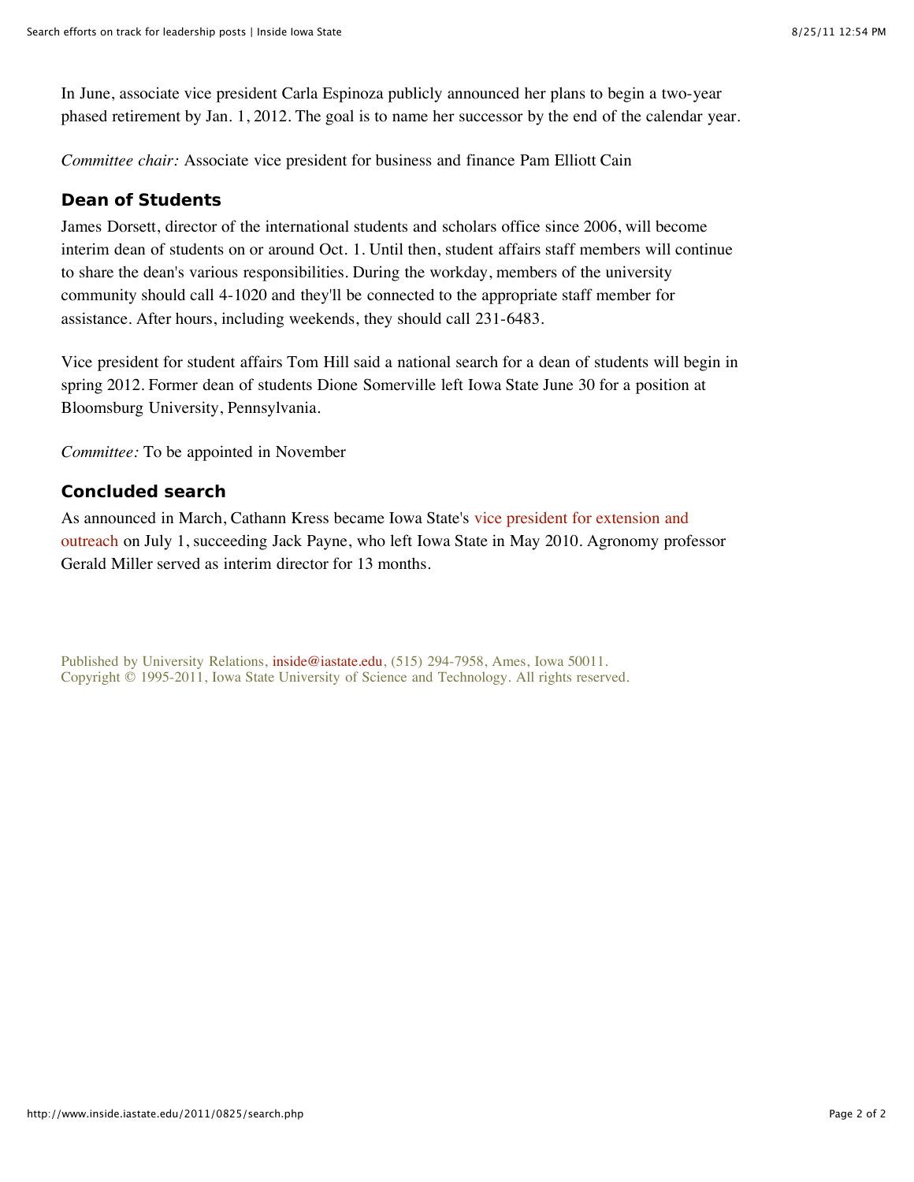In June, associate vice president Carla Espinoza publicly announced her plans to begin a two-year phased retirement by Jan. 1, 2012. The goal is to name her successor by the end of the calendar year.

*Committee chair:* Associate vice president for business and finance Pam Elliott Cain

### Dean of Students

James Dorsett, director of the international students and scholars office since 2006, will become interim dean of students on or around Oct. 1. Until then, student affairs staff members will continue to share the dean's various responsibilities. During the workday, members of the university community should call 4-1020 and they'll be connected to the appropriate staff member for assistance. After hours, including weekends, they should call 231-6483.

Vice president for student affairs Tom Hill said a national search for a dean of students will begin in spring 2012. Former dean of students Dione Somerville left Iowa State June 30 for a position at Bloomsburg University, Pennsylvania.

*Committee:* To be appointed in November

### Concluded search

As announced in March, Cathann Kress became Iowa State's vice president for extension and outreach on July 1, succeeding Jack Payne, who left Iowa State in May 2010. Agronomy professor Gerald Miller served as interim director for 13 months.

Published by University Relations, inside@iastate.edu, (515) 294-7958, Ames, Iowa 50011.
Copyright © 1995-2011, Iowa State University of Science and Technology. All rights reserved.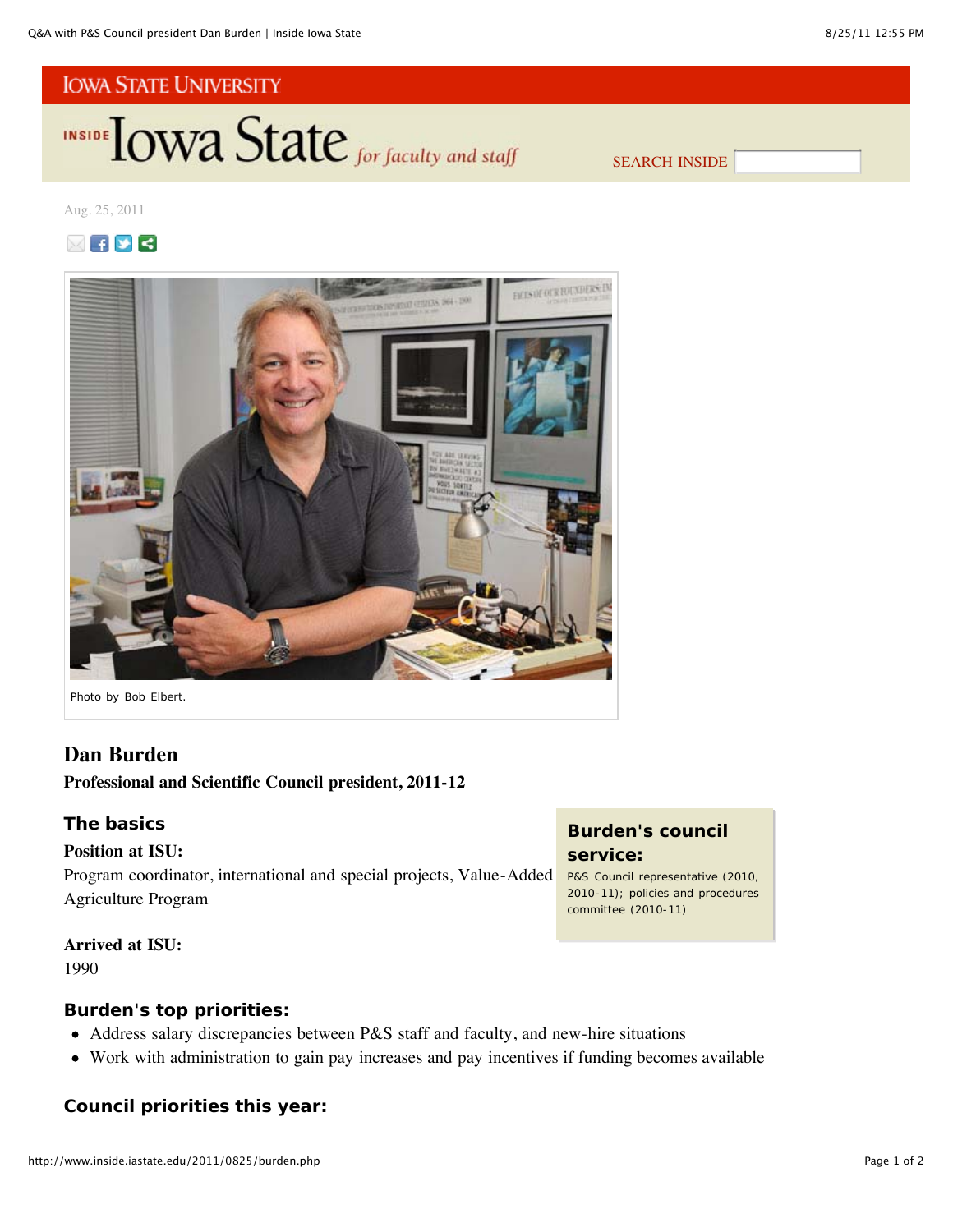Aug. 25, 2011

Photo by Bob Elbert.

# Dan Burden

**Professional and Scientific Council president, 2011-12**

## The basics

**Position at ISU:**
Program coordinator, international and special projects, Value-Added Agriculture Program

**Arrived at ISU:**
1990

### Burden's council service:

P&S Council representative (2010, 2010-11); policies and procedures committee (2010-11)

## Burden's top priorities:

- Address salary discrepancies between P&S staff and faculty, and new-hire situations
- Work with administration to gain pay increases and pay incentives if funding becomes available

## Council priorities this year: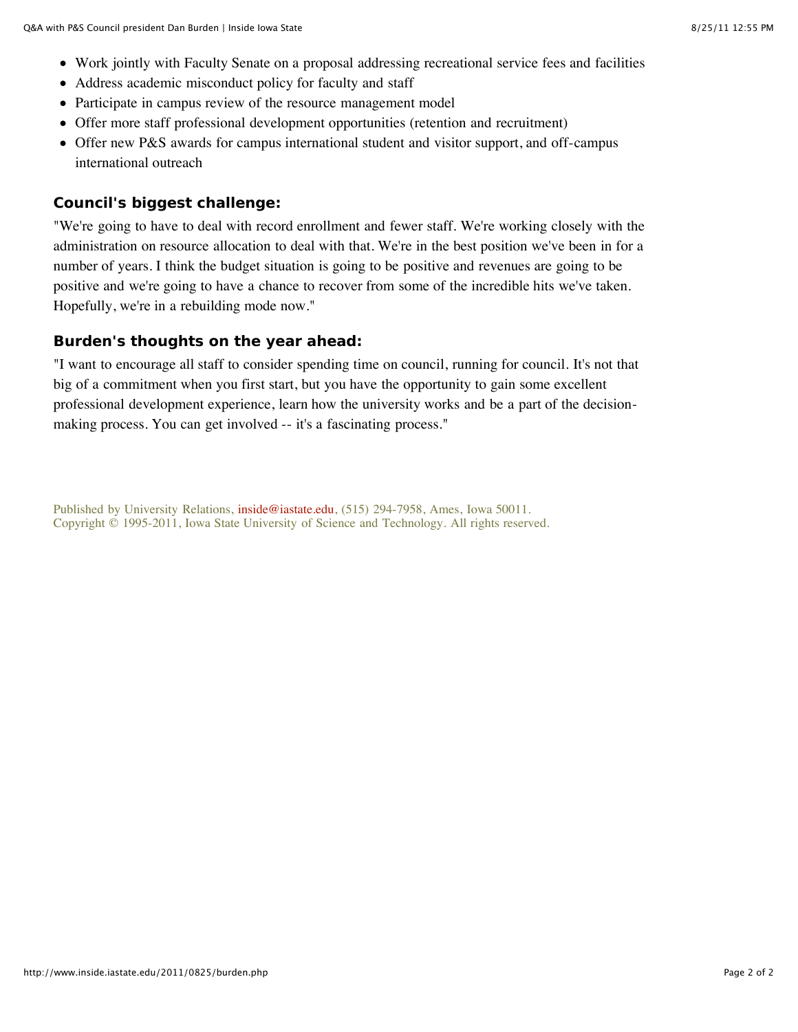- Work jointly with Faculty Senate on a proposal addressing recreational service fees and facilities
- Address academic misconduct policy for faculty and staff
- Participate in campus review of the resource management model
- Offer more staff professional development opportunities (retention and recruitment)
- Offer new P&S awards for campus international student and visitor support, and off-campus international outreach

### Council's biggest challenge:

"We're going to have to deal with record enrollment and fewer staff. We're working closely with the administration on resource allocation to deal with that. We're in the best position we've been in for a number of years. I think the budget situation is going to be positive and revenues are going to be positive and we're going to have a chance to recover from some of the incredible hits we've taken. Hopefully, we're in a rebuilding mode now."

### Burden's thoughts on the year ahead:

"I want to encourage all staff to consider spending time on council, running for council. It's not that big of a commitment when you first start, but you have the opportunity to gain some excellent professional development experience, learn how the university works and be a part of the decision-making process. You can get involved -- it's a fascinating process."

Published by University Relations, inside@iastate.edu, (515) 294-7958, Ames, Iowa 50011.
Copyright © 1995-2011, Iowa State University of Science and Technology. All rights reserved.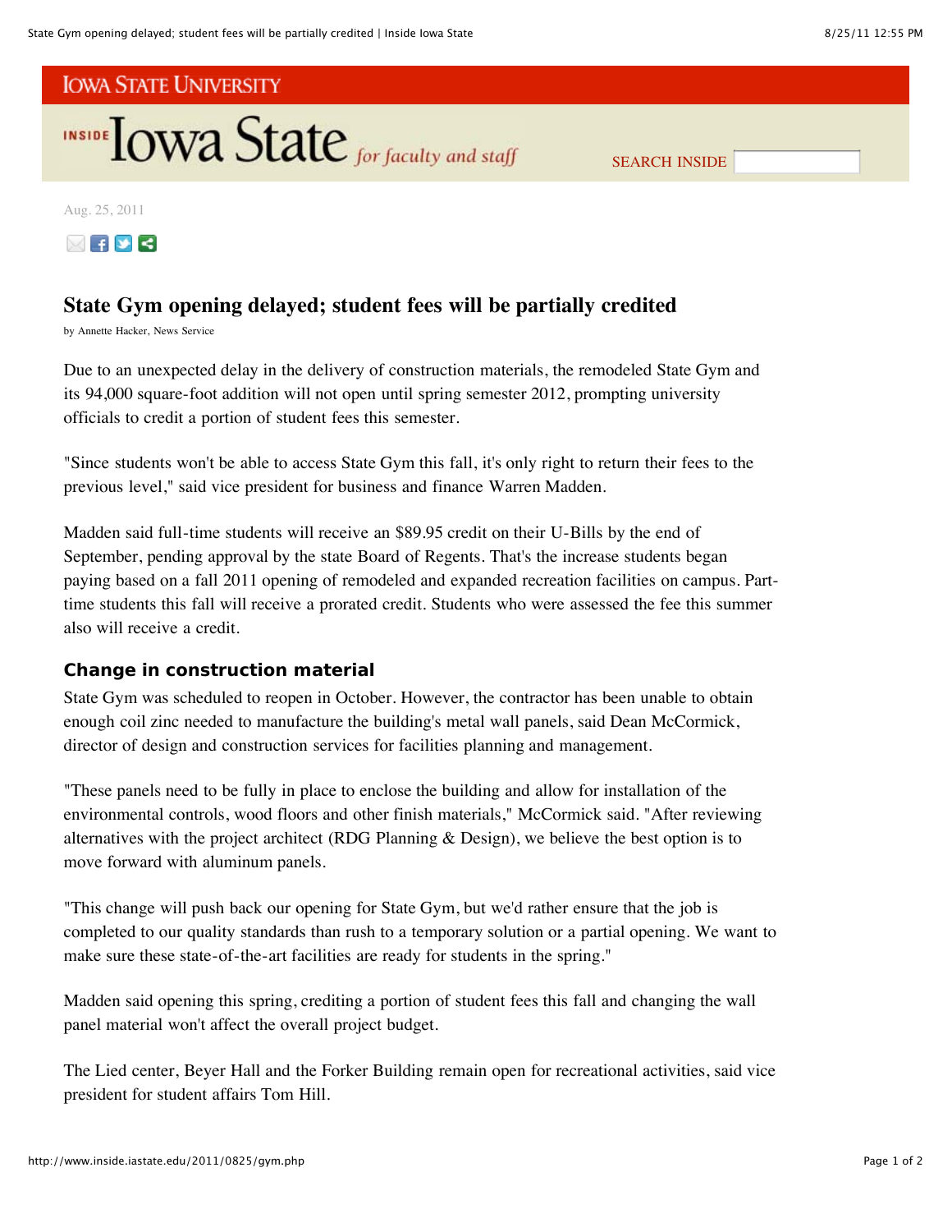IOWA STATE UNIVERSITY

INSIDE Iowa State *for faculty and staff*

SEARCH INSIDE

Aug. 25, 2011

## State Gym opening delayed; student fees will be partially credited

by Annette Hacker, News Service

Due to an unexpected delay in the delivery of construction materials, the remodeled State Gym and its 94,000 square-foot addition will not open until spring semester 2012, prompting university officials to credit a portion of student fees this semester.

"Since students won't be able to access State Gym this fall, it's only right to return their fees to the previous level," said vice president for business and finance Warren Madden.

Madden said full-time students will receive an $89.95 credit on their U-Bills by the end of September, pending approval by the state Board of Regents. That's the increase students began paying based on a fall 2011 opening of remodeled and expanded recreation facilities on campus. Part-time students this fall will receive a prorated credit. Students who were assessed the fee this summer also will receive a credit.

### Change in construction material

State Gym was scheduled to reopen in October. However, the contractor has been unable to obtain enough coil zinc needed to manufacture the building's metal wall panels, said Dean McCormick, director of design and construction services for facilities planning and management.

"These panels need to be fully in place to enclose the building and allow for installation of the environmental controls, wood floors and other finish materials," McCormick said. "After reviewing alternatives with the project architect (RDG Planning & Design), we believe the best option is to move forward with aluminum panels.

"This change will push back our opening for State Gym, but we'd rather ensure that the job is completed to our quality standards than rush to a temporary solution or a partial opening. We want to make sure these state-of-the-art facilities are ready for students in the spring."

Madden said opening this spring, crediting a portion of student fees this fall and changing the wall panel material won't affect the overall project budget.

The Lied center, Beyer Hall and the Forker Building remain open for recreational activities, said vice president for student affairs Tom Hill.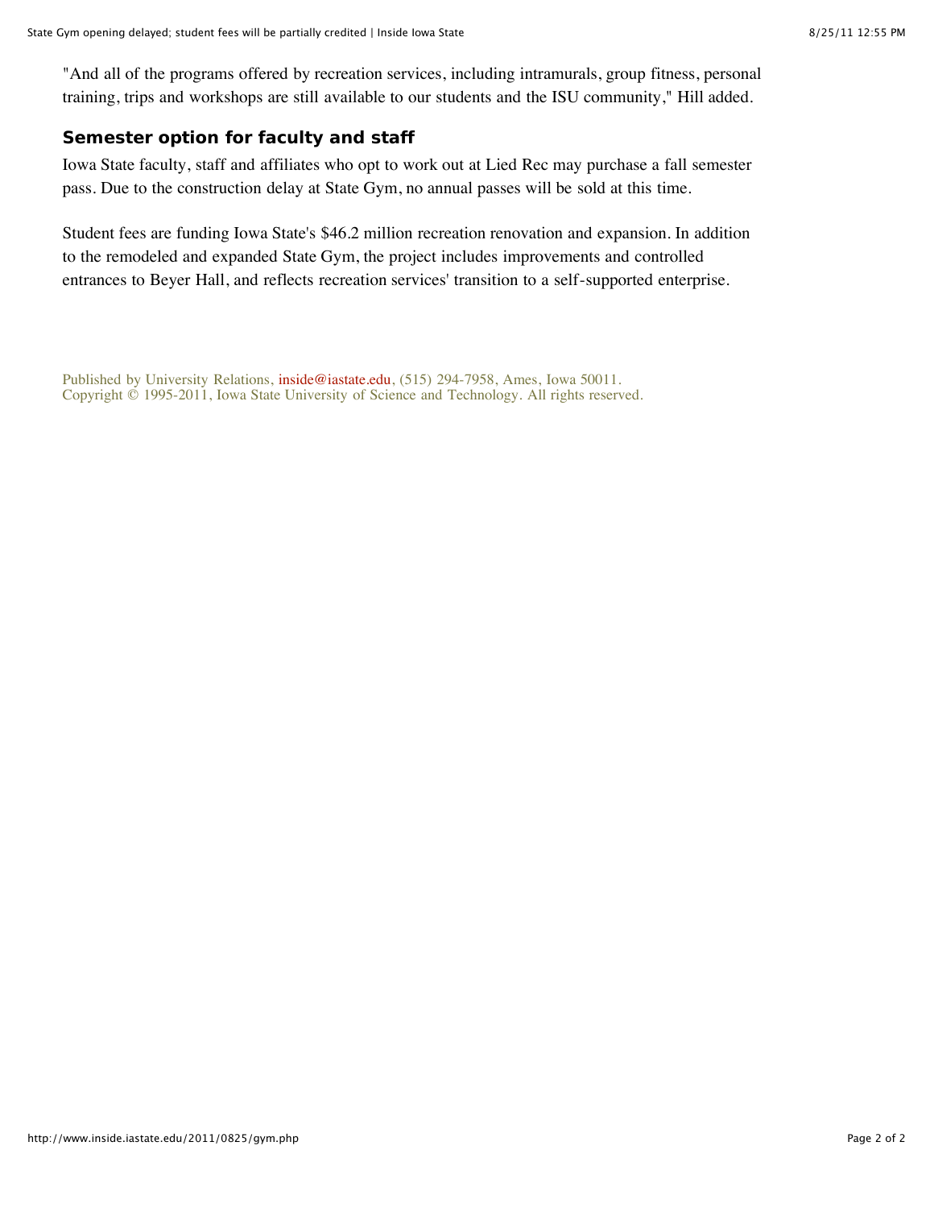"And all of the programs offered by recreation services, including intramurals, group fitness, personal training, trips and workshops are still available to our students and the ISU community," Hill added.

### Semester option for faculty and staff

Iowa State faculty, staff and affiliates who opt to work out at Lied Rec may purchase a fall semester pass. Due to the construction delay at State Gym, no annual passes will be sold at this time.

Student fees are funding Iowa State's $46.2 million recreation renovation and expansion. In addition to the remodeled and expanded State Gym, the project includes improvements and controlled entrances to Beyer Hall, and reflects recreation services' transition to a self-supported enterprise.

Published by University Relations, inside@iastate.edu, (515) 294-7958, Ames, Iowa 50011.
Copyright © 1995-2011, Iowa State University of Science and Technology. All rights reserved.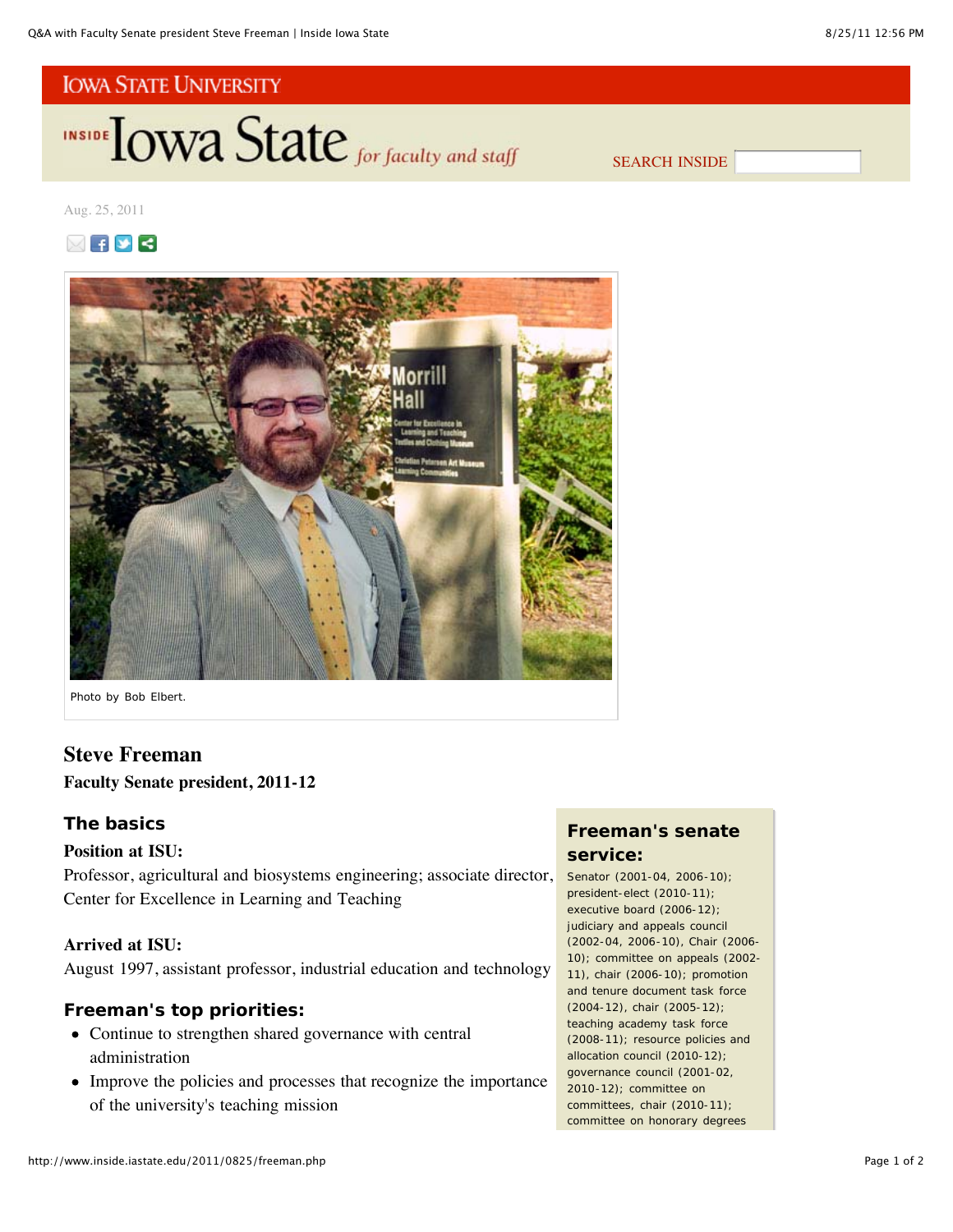Iowa State University

INSIDE Iowa State *for faculty and staff*

Aug. 25, 2011

Photo by Bob Elbert.

# Steve Freeman

**Faculty Senate president, 2011-12**

## The basics

**Position at ISU:**
Professor, agricultural and biosystems engineering; associate director, Center for Excellence in Learning and Teaching

**Arrived at ISU:**
August 1997, assistant professor, industrial education and technology

## Freeman's top priorities:

- Continue to strengthen shared governance with central administration
- Improve the policies and processes that recognize the importance of the university's teaching mission

## Freeman's senate service:

Senator (2001-04, 2006-10); president-elect (2010-11); executive board (2006-12); judiciary and appeals council (2002-04, 2006-10), Chair (2006-10); committee on appeals (2002-11), chair (2006-10); promotion and tenure document task force (2004-12), chair (2005-12); teaching academy task force (2008-11); resource policies and allocation council (2010-12); governance council (2001-02, 2010-12); committee on committees, chair (2010-11); committee on honorary degrees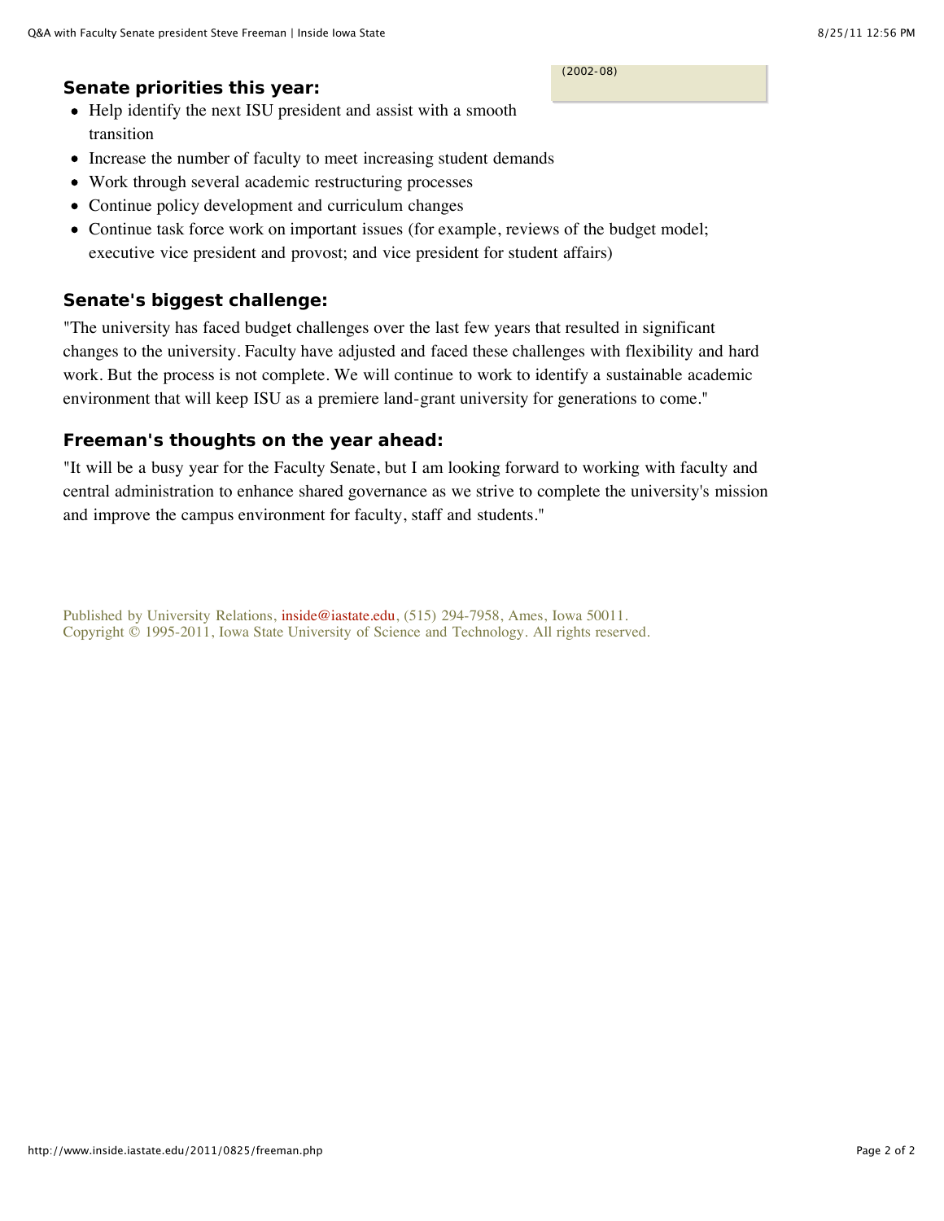(2002-08)

### Senate priorities this year:

- Help identify the next ISU president and assist with a smooth transition
- Increase the number of faculty to meet increasing student demands
- Work through several academic restructuring processes
- Continue policy development and curriculum changes
- Continue task force work on important issues (for example, reviews of the budget model; executive vice president and provost; and vice president for student affairs)

### Senate's biggest challenge:

"The university has faced budget challenges over the last few years that resulted in significant changes to the university. Faculty have adjusted and faced these challenges with flexibility and hard work. But the process is not complete. We will continue to work to identify a sustainable academic environment that will keep ISU as a premiere land-grant university for generations to come."

### Freeman's thoughts on the year ahead:

"It will be a busy year for the Faculty Senate, but I am looking forward to working with faculty and central administration to enhance shared governance as we strive to complete the university's mission and improve the campus environment for faculty, staff and students."

Published by University Relations, inside@iastate.edu, (515) 294-7958, Ames, Iowa 50011.
Copyright © 1995-2011, Iowa State University of Science and Technology. All rights reserved.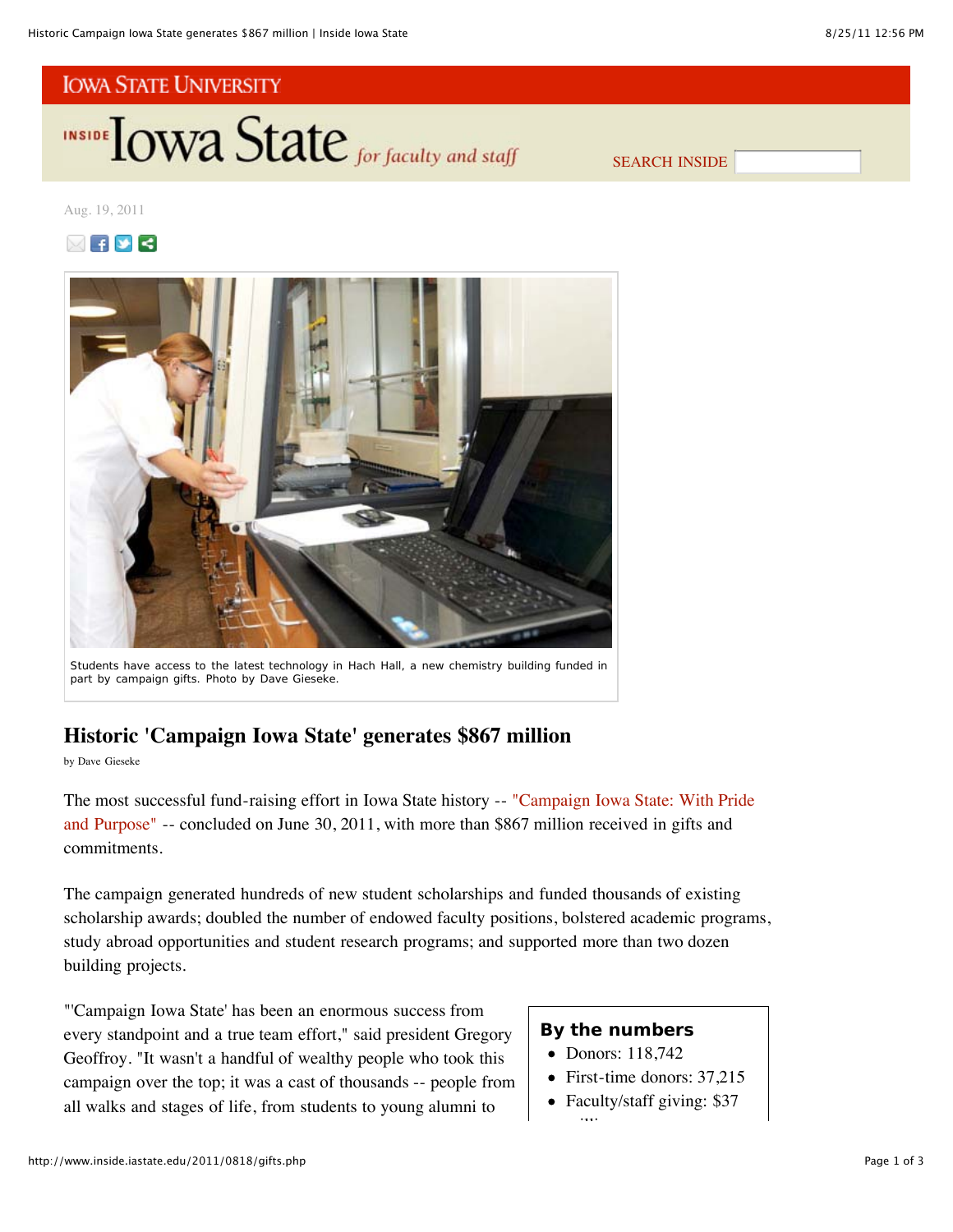IOWA STATE UNIVERSITY

INSIDE Iowa State *for faculty and staff*

Aug. 19, 2011

Students have access to the latest technology in Hach Hall, a new chemistry building funded in part by campaign gifts. Photo by Dave Gieseke.

# Historic 'Campaign Iowa State' generates $867 million

by Dave Gieseke

The most successful fund-raising effort in Iowa State history -- "Campaign Iowa State: With Pride and Purpose" -- concluded on June 30, 2011, with more than $867 million received in gifts and commitments.

The campaign generated hundreds of new student scholarships and funded thousands of existing scholarship awards; doubled the number of endowed faculty positions, bolstered academic programs, study abroad opportunities and student research programs; and supported more than two dozen building projects.

"'Campaign Iowa State' has been an enormous success from every standpoint and a true team effort," said president Gregory Geoffroy. "It wasn't a handful of wealthy people who took this campaign over the top; it was a cast of thousands -- people from all walks and stages of life, from students to young alumni to

**By the numbers**

- Donors: 118,742
- First-time donors: 37,215
- Faculty/staff giving: $37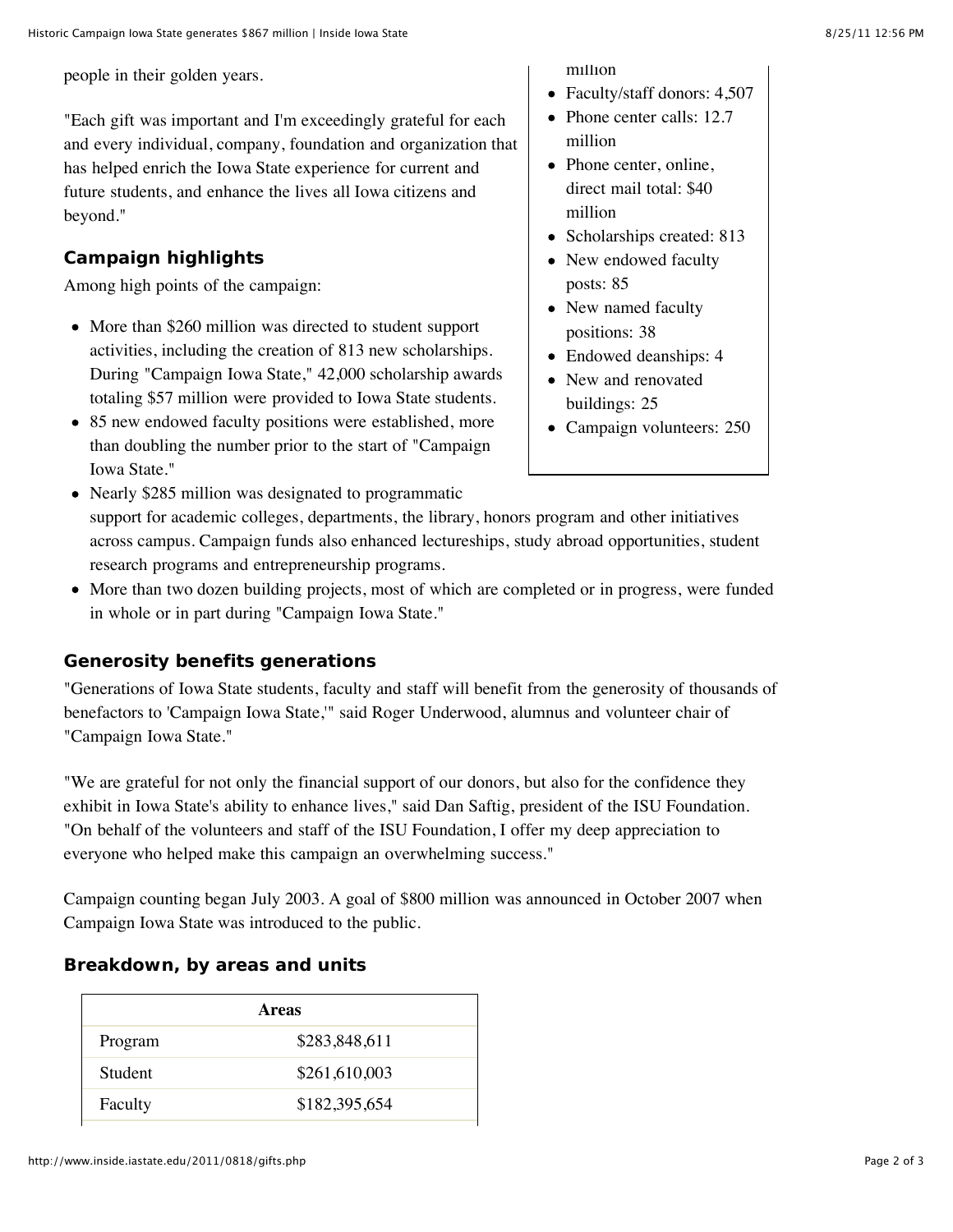people in their golden years.

"Each gift was important and I'm exceedingly grateful for each and every individual, company, foundation and organization that has helped enrich the Iowa State experience for current and future students, and enhance the lives all Iowa citizens and beyond."

million

- Faculty/staff donors: 4,507
- Phone center calls: 12.7 million
- Phone center, online, direct mail total: $40 million
- Scholarships created: 813
- New endowed faculty posts: 85
- New named faculty positions: 38
- Endowed deanships: 4
- New and renovated buildings: 25
- Campaign volunteers: 250

### Campaign highlights

Among high points of the campaign:

- More than $260 million was directed to student support activities, including the creation of 813 new scholarships. During "Campaign Iowa State," 42,000 scholarship awards totaling $57 million were provided to Iowa State students.
- 85 new endowed faculty positions were established, more than doubling the number prior to the start of "Campaign Iowa State."
- Nearly $285 million was designated to programmatic support for academic colleges, departments, the library, honors program and other initiatives across campus. Campaign funds also enhanced lectureships, study abroad opportunities, student research programs and entrepreneurship programs.
- More than two dozen building projects, most of which are completed or in progress, were funded in whole or in part during "Campaign Iowa State."

### Generosity benefits generations

"Generations of Iowa State students, faculty and staff will benefit from the generosity of thousands of benefactors to 'Campaign Iowa State,'" said Roger Underwood, alumnus and volunteer chair of "Campaign Iowa State."

"We are grateful for not only the financial support of our donors, but also for the confidence they exhibit in Iowa State's ability to enhance lives," said Dan Saftig, president of the ISU Foundation. "On behalf of the volunteers and staff of the ISU Foundation, I offer my deep appreciation to everyone who helped make this campaign an overwhelming success."

Campaign counting began July 2003. A goal of $800 million was announced in October 2007 when Campaign Iowa State was introduced to the public.

### Breakdown, by areas and units

| Areas | |
|---|---|
| Program | $283,848,611 |
| Student | $261,610,003 |
| Faculty | $182,395,654 |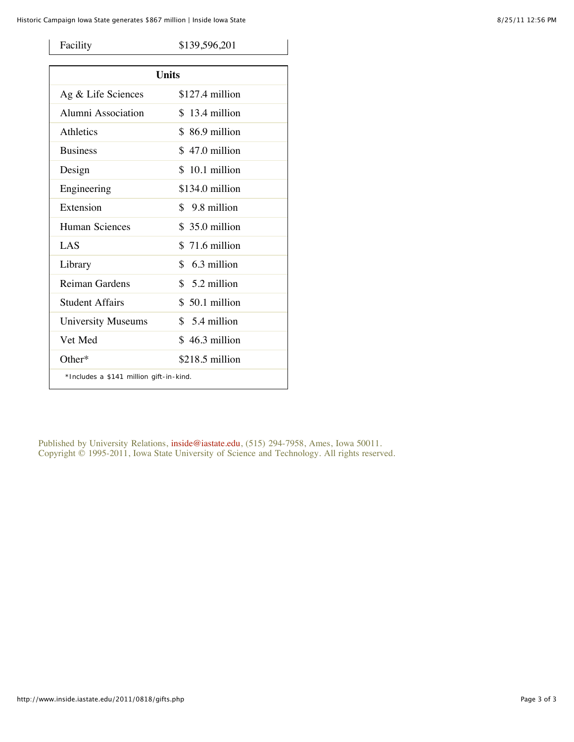| Facility | $139,596,201 |
|---|---|

| Units | |
|---|---|
| Ag & Life Sciences | $127.4 million |
| Alumni Association | $ 13.4 million |
| Athletics | $ 86.9 million |
| Business | $ 47.0 million |
| Design | $ 10.1 million |
| Engineering | $134.0 million |
| Extension | $ 9.8 million |
| Human Sciences | $ 35.0 million |
| LAS | $ 71.6 million |
| Library | $ 6.3 million |
| Reiman Gardens | $ 5.2 million |
| Student Affairs | $ 50.1 million |
| University Museums | $ 5.4 million |
| Vet Med | $ 46.3 million |
| Other* | $218.5 million |

*Includes a $141 million gift-in-kind.

Published by University Relations, inside@iastate.edu, (515) 294-7958, Ames, Iowa 50011.
Copyright © 1995-2011, Iowa State University of Science and Technology. All rights reserved.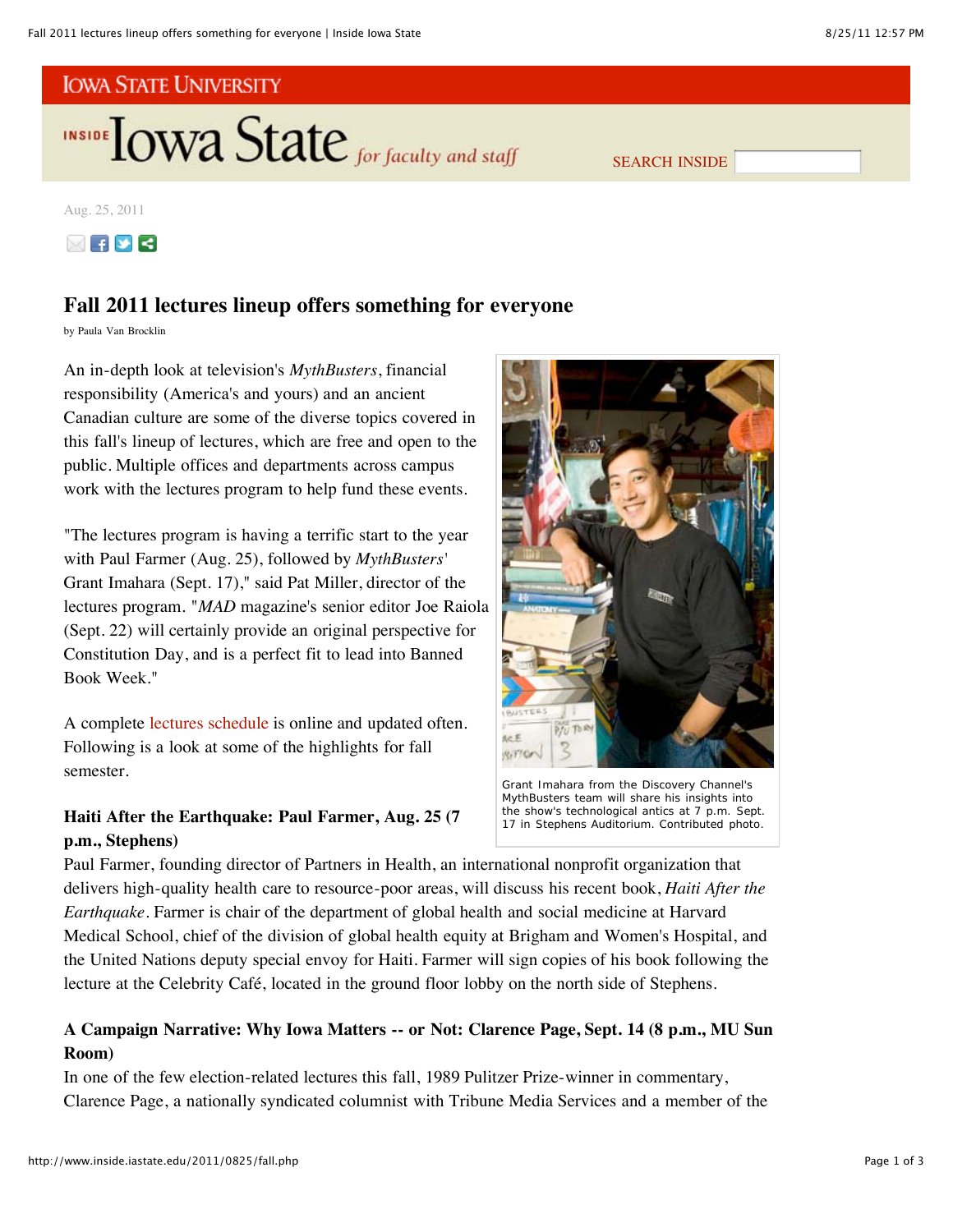IOWA STATE UNIVERSITY

INSIDE Iowa State *for faculty and staff*

Aug. 25, 2011

# Fall 2011 lectures lineup offers something for everyone

by Paula Van Brocklin

An in-depth look at television's *MythBusters*, financial responsibility (America's and yours) and an ancient Canadian culture are some of the diverse topics covered in this fall's lineup of lectures, which are free and open to the public. Multiple offices and departments across campus work with the lectures program to help fund these events.

"The lectures program is having a terrific start to the year with Paul Farmer (Aug. 25), followed by *MythBusters*' Grant Imahara (Sept. 17)," said Pat Miller, director of the lectures program. "*MAD* magazine's senior editor Joe Raiola (Sept. 22) will certainly provide an original perspective for Constitution Day, and is a perfect fit to lead into Banned Book Week."

A complete lectures schedule is online and updated often. Following is a look at some of the highlights for fall semester.

Grant Imahara from the Discovery Channel's MythBusters team will share his insights into the show's technological antics at 7 p.m. Sept. 17 in Stephens Auditorium. Contributed photo.

### Haiti After the Earthquake: Paul Farmer, Aug. 25 (7 p.m., Stephens)

Paul Farmer, founding director of Partners in Health, an international nonprofit organization that delivers high-quality health care to resource-poor areas, will discuss his recent book, *Haiti After the Earthquake*. Farmer is chair of the department of global health and social medicine at Harvard Medical School, chief of the division of global health equity at Brigham and Women's Hospital, and the United Nations deputy special envoy for Haiti. Farmer will sign copies of his book following the lecture at the Celebrity Café, located in the ground floor lobby on the north side of Stephens.

### A Campaign Narrative: Why Iowa Matters -- or Not: Clarence Page, Sept. 14 (8 p.m., MU Sun Room)

In one of the few election-related lectures this fall, 1989 Pulitzer Prize-winner in commentary, Clarence Page, a nationally syndicated columnist with Tribune Media Services and a member of the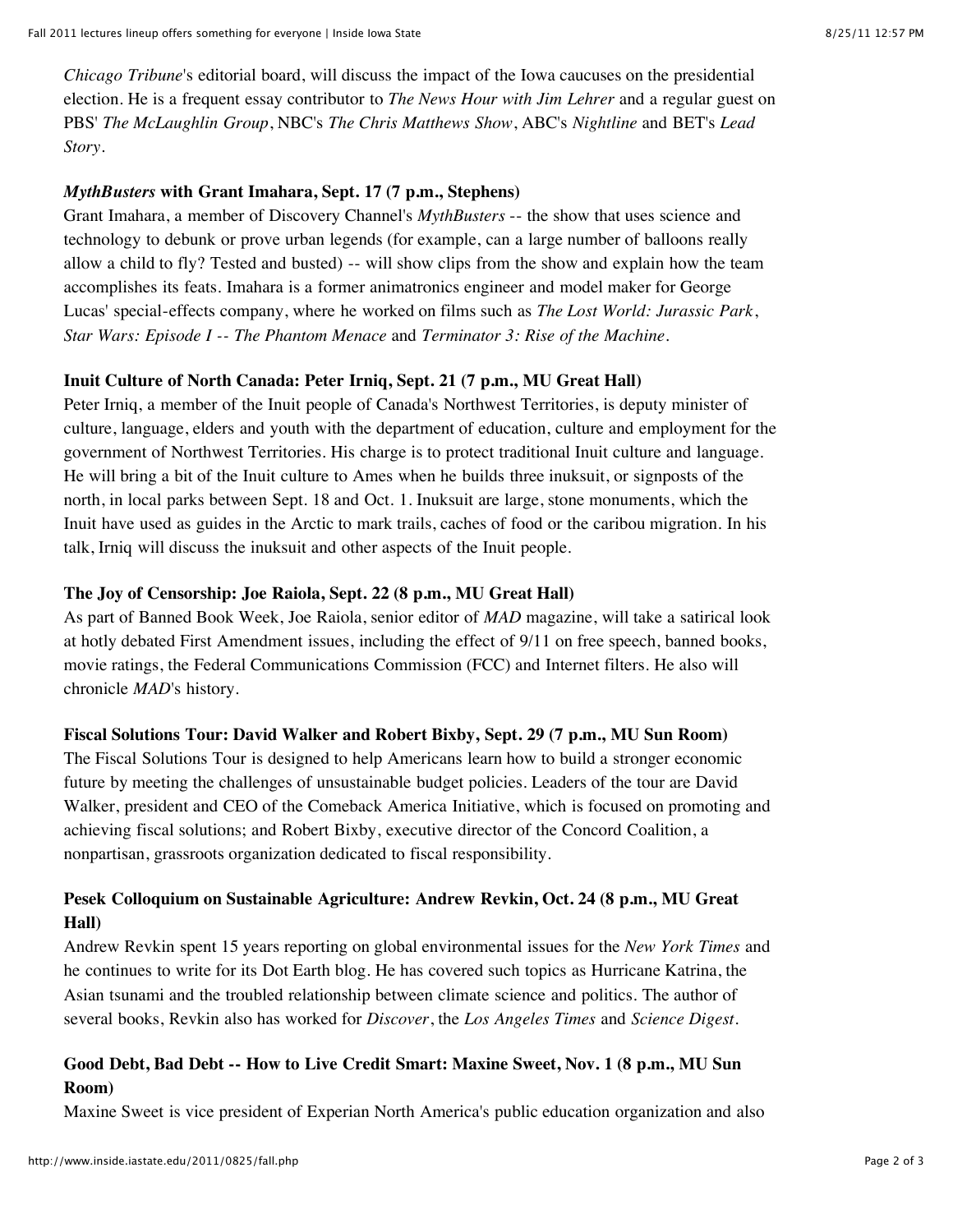*Chicago Tribune*'s editorial board, will discuss the impact of the Iowa caucuses on the presidential election. He is a frequent essay contributor to *The News Hour with Jim Lehrer* and a regular guest on PBS' *The McLaughlin Group*, NBC's *The Chris Matthews Show*, ABC's *Nightline* and BET's *Lead Story*.

**_MythBusters_ with Grant Imahara, Sept. 17 (7 p.m., Stephens)**

Grant Imahara, a member of Discovery Channel's *MythBusters* -- the show that uses science and technology to debunk or prove urban legends (for example, can a large number of balloons really allow a child to fly? Tested and busted) -- will show clips from the show and explain how the team accomplishes its feats. Imahara is a former animatronics engineer and model maker for George Lucas' special-effects company, where he worked on films such as *The Lost World: Jurassic Park*, *Star Wars: Episode I -- The Phantom Menace* and *Terminator 3: Rise of the Machine*.

**Inuit Culture of North Canada: Peter Irniq, Sept. 21 (7 p.m., MU Great Hall)**

Peter Irniq, a member of the Inuit people of Canada's Northwest Territories, is deputy minister of culture, language, elders and youth with the department of education, culture and employment for the government of Northwest Territories. His charge is to protect traditional Inuit culture and language. He will bring a bit of the Inuit culture to Ames when he builds three inuksuit, or signposts of the north, in local parks between Sept. 18 and Oct. 1. Inuksuit are large, stone monuments, which the Inuit have used as guides in the Arctic to mark trails, caches of food or the caribou migration. In his talk, Irniq will discuss the inuksuit and other aspects of the Inuit people.

**The Joy of Censorship: Joe Raiola, Sept. 22 (8 p.m., MU Great Hall)**

As part of Banned Book Week, Joe Raiola, senior editor of *MAD* magazine, will take a satirical look at hotly debated First Amendment issues, including the effect of 9/11 on free speech, banned books, movie ratings, the Federal Communications Commission (FCC) and Internet filters. He also will chronicle *MAD*'s history.

**Fiscal Solutions Tour: David Walker and Robert Bixby, Sept. 29 (7 p.m., MU Sun Room)**

The Fiscal Solutions Tour is designed to help Americans learn how to build a stronger economic future by meeting the challenges of unsustainable budget policies. Leaders of the tour are David Walker, president and CEO of the Comeback America Initiative, which is focused on promoting and achieving fiscal solutions; and Robert Bixby, executive director of the Concord Coalition, a nonpartisan, grassroots organization dedicated to fiscal responsibility.

**Pesek Colloquium on Sustainable Agriculture: Andrew Revkin, Oct. 24 (8 p.m., MU Great Hall)**

Andrew Revkin spent 15 years reporting on global environmental issues for the *New York Times* and he continues to write for its Dot Earth blog. He has covered such topics as Hurricane Katrina, the Asian tsunami and the troubled relationship between climate science and politics. The author of several books, Revkin also has worked for *Discover*, the *Los Angeles Times* and *Science Digest*.

**Good Debt, Bad Debt -- How to Live Credit Smart: Maxine Sweet, Nov. 1 (8 p.m., MU Sun Room)**

Maxine Sweet is vice president of Experian North America's public education organization and also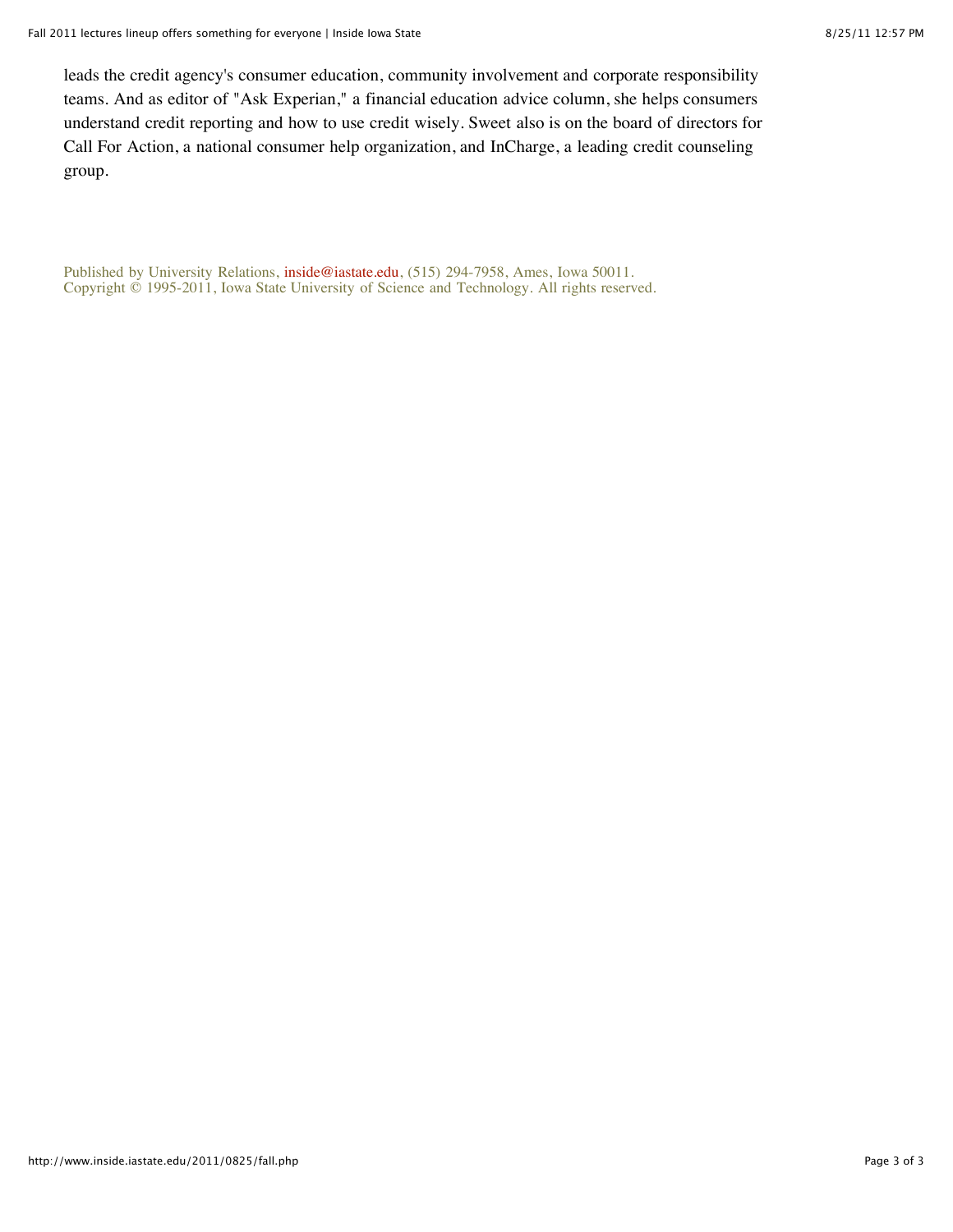leads the credit agency's consumer education, community involvement and corporate responsibility teams. And as editor of "Ask Experian," a financial education advice column, she helps consumers understand credit reporting and how to use credit wisely. Sweet also is on the board of directors for Call For Action, a national consumer help organization, and InCharge, a leading credit counseling group.

Published by University Relations, inside@iastate.edu, (515) 294-7958, Ames, Iowa 50011.
Copyright © 1995-2011, Iowa State University of Science and Technology. All rights reserved.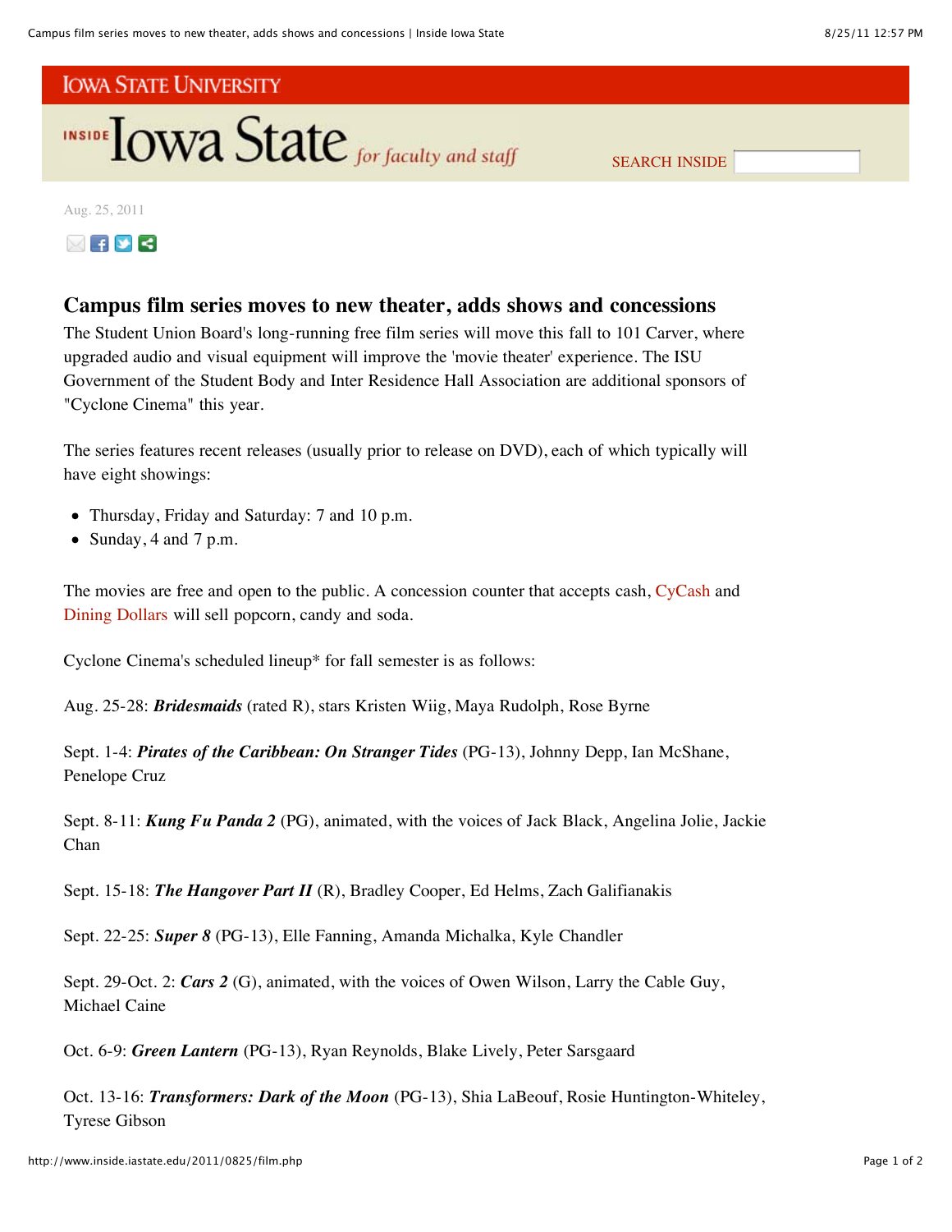IOWA STATE UNIVERSITY

INSIDE Iowa State *for faculty and staff*

SEARCH INSIDE

Aug. 25, 2011

## Campus film series moves to new theater, adds shows and concessions

The Student Union Board's long-running free film series will move this fall to 101 Carver, where upgraded audio and visual equipment will improve the 'movie theater' experience. The ISU Government of the Student Body and Inter Residence Hall Association are additional sponsors of "Cyclone Cinema" this year.

The series features recent releases (usually prior to release on DVD), each of which typically will have eight showings:

- Thursday, Friday and Saturday: 7 and 10 p.m.
- Sunday, 4 and 7 p.m.

The movies are free and open to the public. A concession counter that accepts cash, CyCash and Dining Dollars will sell popcorn, candy and soda.

Cyclone Cinema's scheduled lineup* for fall semester is as follows:

Aug. 25-28: ***Bridesmaids*** (rated R), stars Kristen Wiig, Maya Rudolph, Rose Byrne

Sept. 1-4: ***Pirates of the Caribbean: On Stranger Tides*** (PG-13), Johnny Depp, Ian McShane, Penelope Cruz

Sept. 8-11: ***Kung Fu Panda 2*** (PG), animated, with the voices of Jack Black, Angelina Jolie, Jackie Chan

Sept. 15-18: ***The Hangover Part II*** (R), Bradley Cooper, Ed Helms, Zach Galifianakis

Sept. 22-25: ***Super 8*** (PG-13), Elle Fanning, Amanda Michalka, Kyle Chandler

Sept. 29-Oct. 2: ***Cars 2*** (G), animated, with the voices of Owen Wilson, Larry the Cable Guy, Michael Caine

Oct. 6-9: ***Green Lantern*** (PG-13), Ryan Reynolds, Blake Lively, Peter Sarsgaard

Oct. 13-16: ***Transformers: Dark of the Moon*** (PG-13), Shia LaBeouf, Rosie Huntington-Whiteley, Tyrese Gibson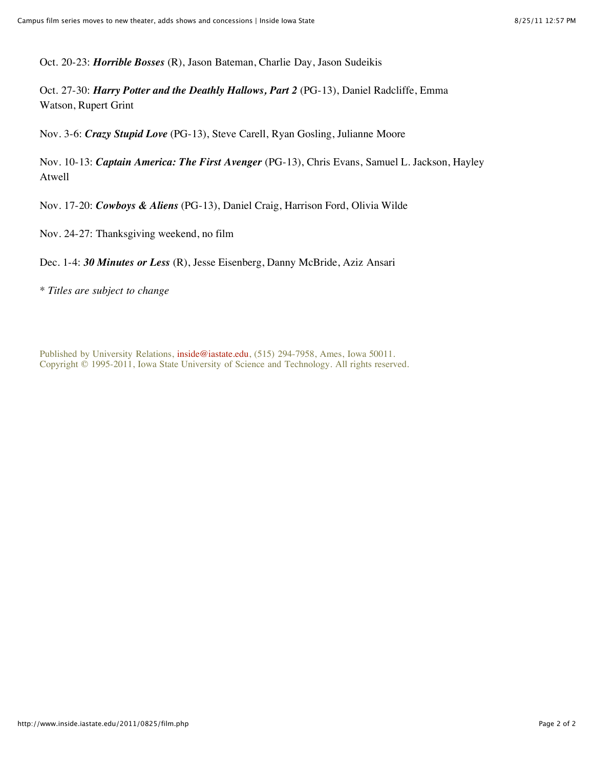Oct. 20-23: ***Horrible Bosses*** (R), Jason Bateman, Charlie Day, Jason Sudeikis

Oct. 27-30: ***Harry Potter and the Deathly Hallows, Part 2*** (PG-13), Daniel Radcliffe, Emma Watson, Rupert Grint

Nov. 3-6: ***Crazy Stupid Love*** (PG-13), Steve Carell, Ryan Gosling, Julianne Moore

Nov. 10-13: ***Captain America: The First Avenger*** (PG-13), Chris Evans, Samuel L. Jackson, Hayley Atwell

Nov. 17-20: ***Cowboys & Aliens*** (PG-13), Daniel Craig, Harrison Ford, Olivia Wilde

Nov. 24-27: Thanksgiving weekend, no film

Dec. 1-4: ***30 Minutes or Less*** (R), Jesse Eisenberg, Danny McBride, Aziz Ansari

* *Titles are subject to change*

Published by University Relations, inside@iastate.edu, (515) 294-7958, Ames, Iowa 50011.
Copyright © 1995-2011, Iowa State University of Science and Technology. All rights reserved.